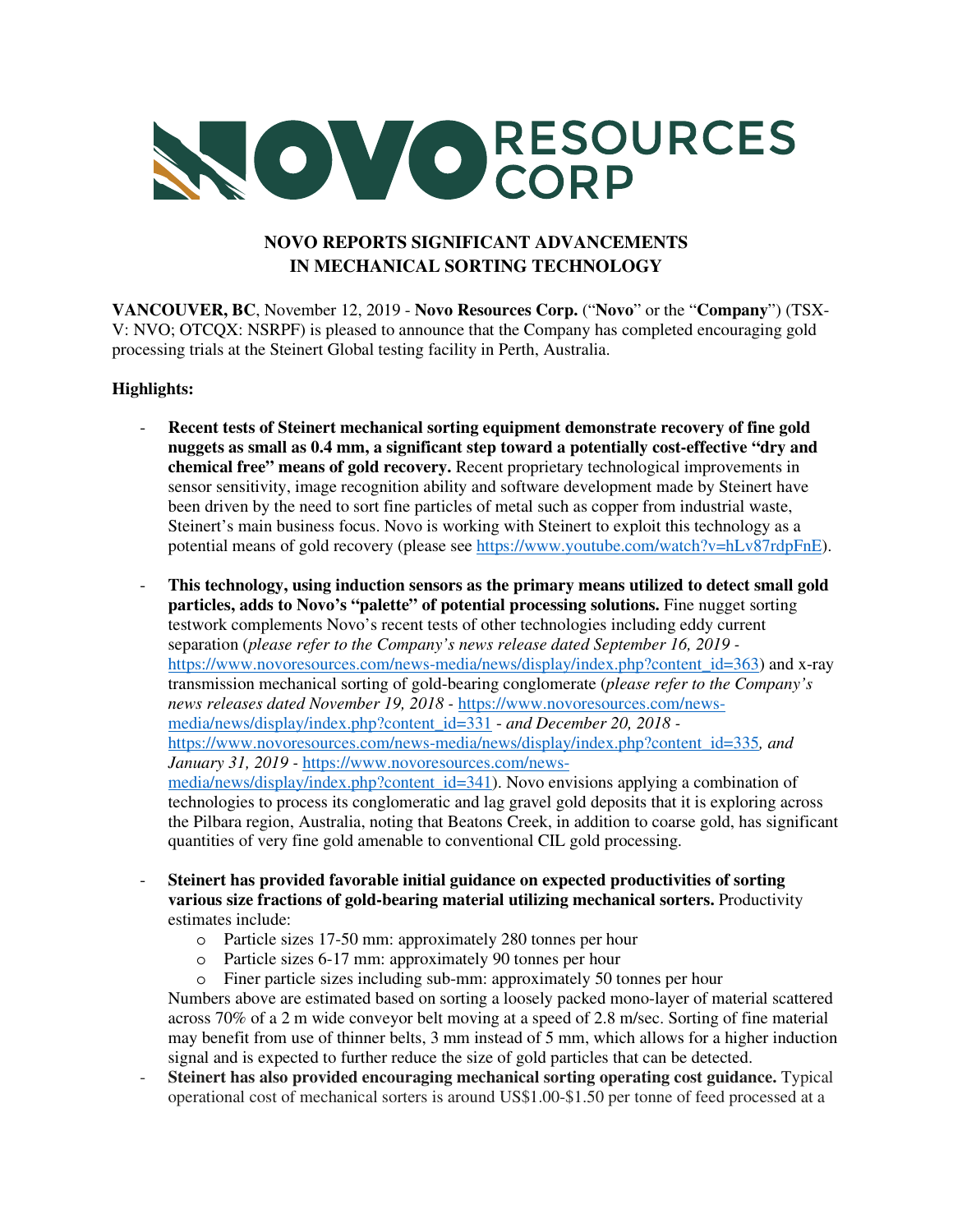NOVO RESOURCES CORP

## NOVO REPORTS SIGNIFICANT ADVANCEMENTS IN MECHANICAL SORTING TECHNOLOGY

**VANCOUVER, BC**, November 12, 2019 - **Novo Resources Corp.** ("**Novo**" or the "**Company**") (TSX-V: NVO; OTCQX: NSRPF) is pleased to announce that the Company has completed encouraging gold processing trials at the Steinert Global testing facility in Perth, Australia.

**Highlights:**

- **Recent tests of Steinert mechanical sorting equipment demonstrate recovery of fine gold nuggets as small as 0.4 mm, a significant step toward a potentially cost-effective "dry and chemical free" means of gold recovery.** Recent proprietary technological improvements in sensor sensitivity, image recognition ability and software development made by Steinert have been driven by the need to sort fine particles of metal such as copper from industrial waste, Steinert's main business focus. Novo is working with Steinert to exploit this technology as a potential means of gold recovery (please see https://www.youtube.com/watch?v=hLv87rdpFnE).

- **This technology, using induction sensors as the primary means utilized to detect small gold particles, adds to Novo's "palette" of potential processing solutions.** Fine nugget sorting testwork complements Novo's recent tests of other technologies including eddy current separation (*please refer to the Company's news release dated September 16, 2019 -* https://www.novoresources.com/news-media/news/display/index.php?content_id=363) and x-ray transmission mechanical sorting of gold-bearing conglomerate (*please refer to the Company's news releases dated November 19, 2018 -* https://www.novoresources.com/news-media/news/display/index.php?content_id=331 *- and December 20, 2018 -* https://www.novoresources.com/news-media/news/display/index.php?content_id=335*, and January 31, 2019 -* https://www.novoresources.com/news-media/news/display/index.php?content_id=341). Novo envisions applying a combination of technologies to process its conglomeratic and lag gravel gold deposits that it is exploring across the Pilbara region, Australia, noting that Beatons Creek, in addition to coarse gold, has significant quantities of very fine gold amenable to conventional CIL gold processing.

- **Steinert has provided favorable initial guidance on expected productivities of sorting various size fractions of gold-bearing material utilizing mechanical sorters.** Productivity estimates include:
  - Particle sizes 17-50 mm: approximately 280 tonnes per hour
  - Particle sizes 6-17 mm: approximately 90 tonnes per hour
  - Finer particle sizes including sub-mm: approximately 50 tonnes per hour

  Numbers above are estimated based on sorting a loosely packed mono-layer of material scattered across 70% of a 2 m wide conveyor belt moving at a speed of 2.8 m/sec. Sorting of fine material may benefit from use of thinner belts, 3 mm instead of 5 mm, which allows for a higher induction signal and is expected to further reduce the size of gold particles that can be detected.

- **Steinert has also provided encouraging mechanical sorting operating cost guidance.** Typical operational cost of mechanical sorters is around US$1.00-$1.50 per tonne of feed processed at a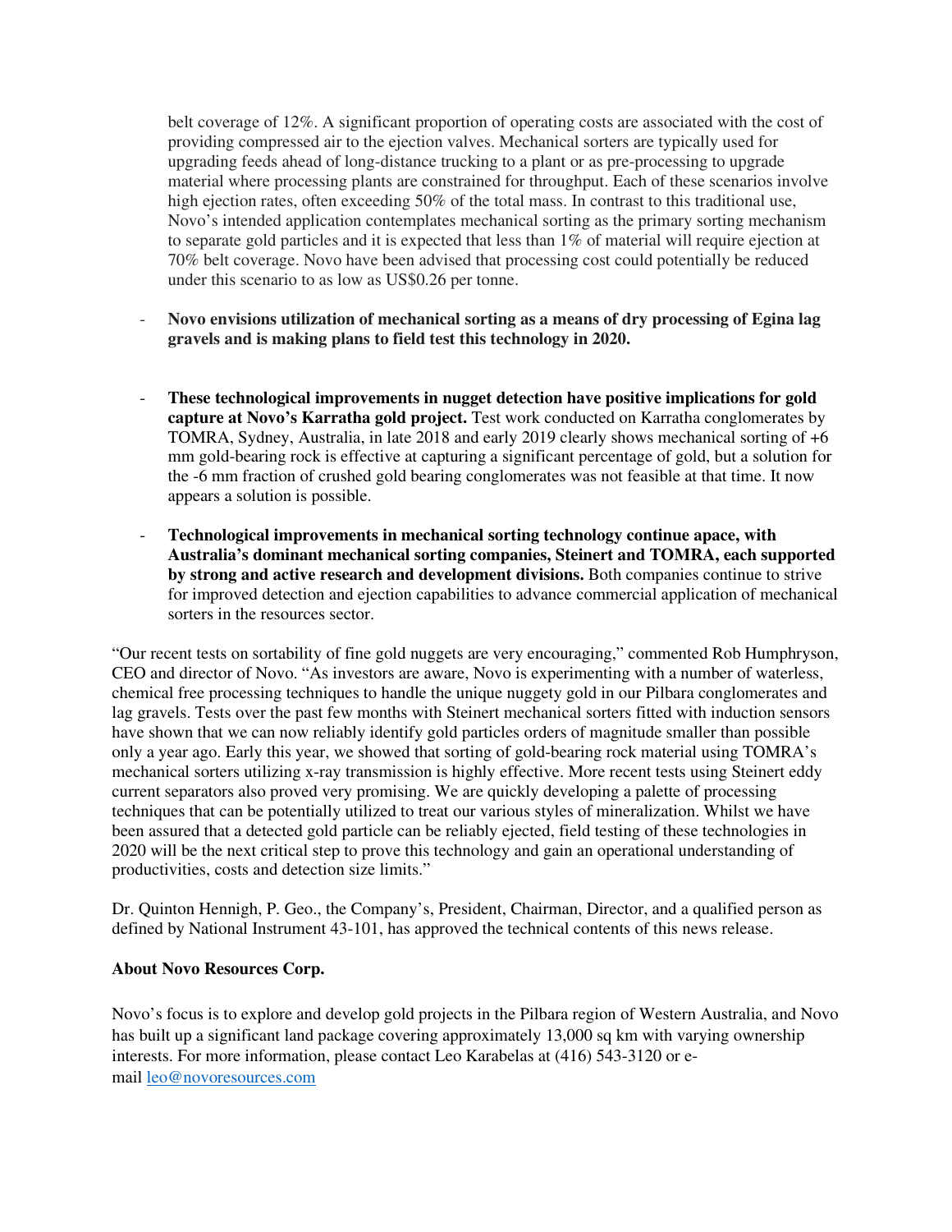belt coverage of 12%. A significant proportion of operating costs are associated with the cost of providing compressed air to the ejection valves. Mechanical sorters are typically used for upgrading feeds ahead of long-distance trucking to a plant or as pre-processing to upgrade material where processing plants are constrained for throughput. Each of these scenarios involve high ejection rates, often exceeding 50% of the total mass. In contrast to this traditional use, Novo's intended application contemplates mechanical sorting as the primary sorting mechanism to separate gold particles and it is expected that less than 1% of material will require ejection at 70% belt coverage. Novo have been advised that processing cost could potentially be reduced under this scenario to as low as US$0.26 per tonne.

- **Novo envisions utilization of mechanical sorting as a means of dry processing of Egina lag gravels and is making plans to field test this technology in 2020.**

- **These technological improvements in nugget detection have positive implications for gold capture at Novo's Karratha gold project.** Test work conducted on Karratha conglomerates by TOMRA, Sydney, Australia, in late 2018 and early 2019 clearly shows mechanical sorting of +6 mm gold-bearing rock is effective at capturing a significant percentage of gold, but a solution for the -6 mm fraction of crushed gold bearing conglomerates was not feasible at that time. It now appears a solution is possible.

- **Technological improvements in mechanical sorting technology continue apace, with Australia's dominant mechanical sorting companies, Steinert and TOMRA, each supported by strong and active research and development divisions.** Both companies continue to strive for improved detection and ejection capabilities to advance commercial application of mechanical sorters in the resources sector.

"Our recent tests on sortability of fine gold nuggets are very encouraging," commented Rob Humphryson, CEO and director of Novo. "As investors are aware, Novo is experimenting with a number of waterless, chemical free processing techniques to handle the unique nuggety gold in our Pilbara conglomerates and lag gravels. Tests over the past few months with Steinert mechanical sorters fitted with induction sensors have shown that we can now reliably identify gold particles orders of magnitude smaller than possible only a year ago. Early this year, we showed that sorting of gold-bearing rock material using TOMRA's mechanical sorters utilizing x-ray transmission is highly effective. More recent tests using Steinert eddy current separators also proved very promising. We are quickly developing a palette of processing techniques that can be potentially utilized to treat our various styles of mineralization. Whilst we have been assured that a detected gold particle can be reliably ejected, field testing of these technologies in 2020 will be the next critical step to prove this technology and gain an operational understanding of productivities, costs and detection size limits."

Dr. Quinton Hennigh, P. Geo., the Company's, President, Chairman, Director, and a qualified person as defined by National Instrument 43-101, has approved the technical contents of this news release.

**About Novo Resources Corp.**

Novo's focus is to explore and develop gold projects in the Pilbara region of Western Australia, and Novo has built up a significant land package covering approximately 13,000 sq km with varying ownership interests. For more information, please contact Leo Karabelas at (416) 543-3120 or e-mail leo@novoresources.com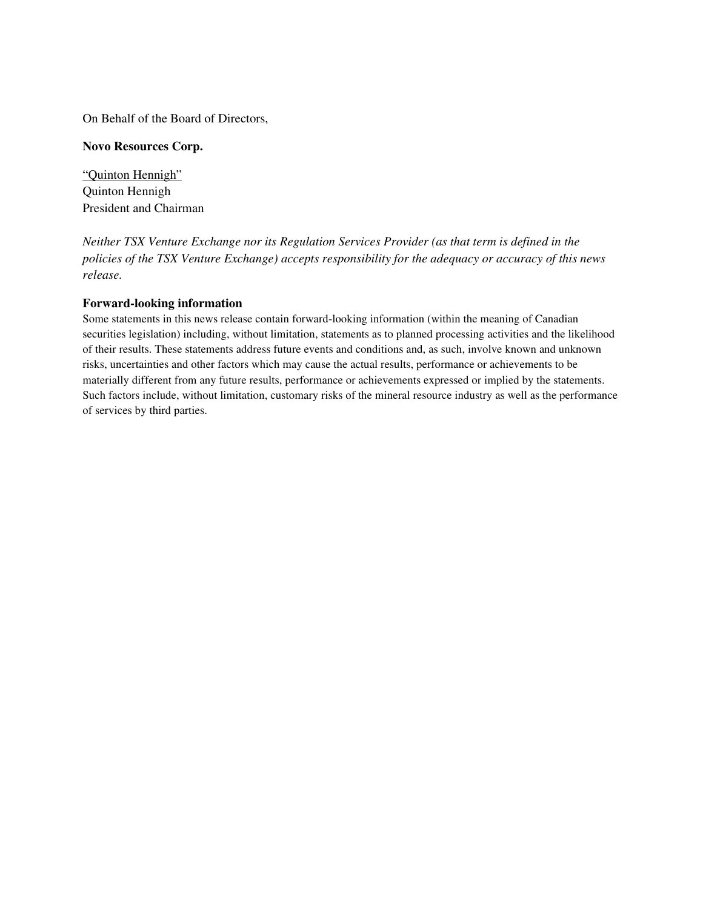On Behalf of the Board of Directors,

**Novo Resources Corp.**

"Quinton Hennigh"
Quinton Hennigh
President and Chairman

*Neither TSX Venture Exchange nor its Regulation Services Provider (as that term is defined in the policies of the TSX Venture Exchange) accepts responsibility for the adequacy or accuracy of this news release.*

**Forward-looking information**

Some statements in this news release contain forward-looking information (within the meaning of Canadian securities legislation) including, without limitation, statements as to planned processing activities and the likelihood of their results. These statements address future events and conditions and, as such, involve known and unknown risks, uncertainties and other factors which may cause the actual results, performance or achievements to be materially different from any future results, performance or achievements expressed or implied by the statements. Such factors include, without limitation, customary risks of the mineral resource industry as well as the performance of services by third parties.